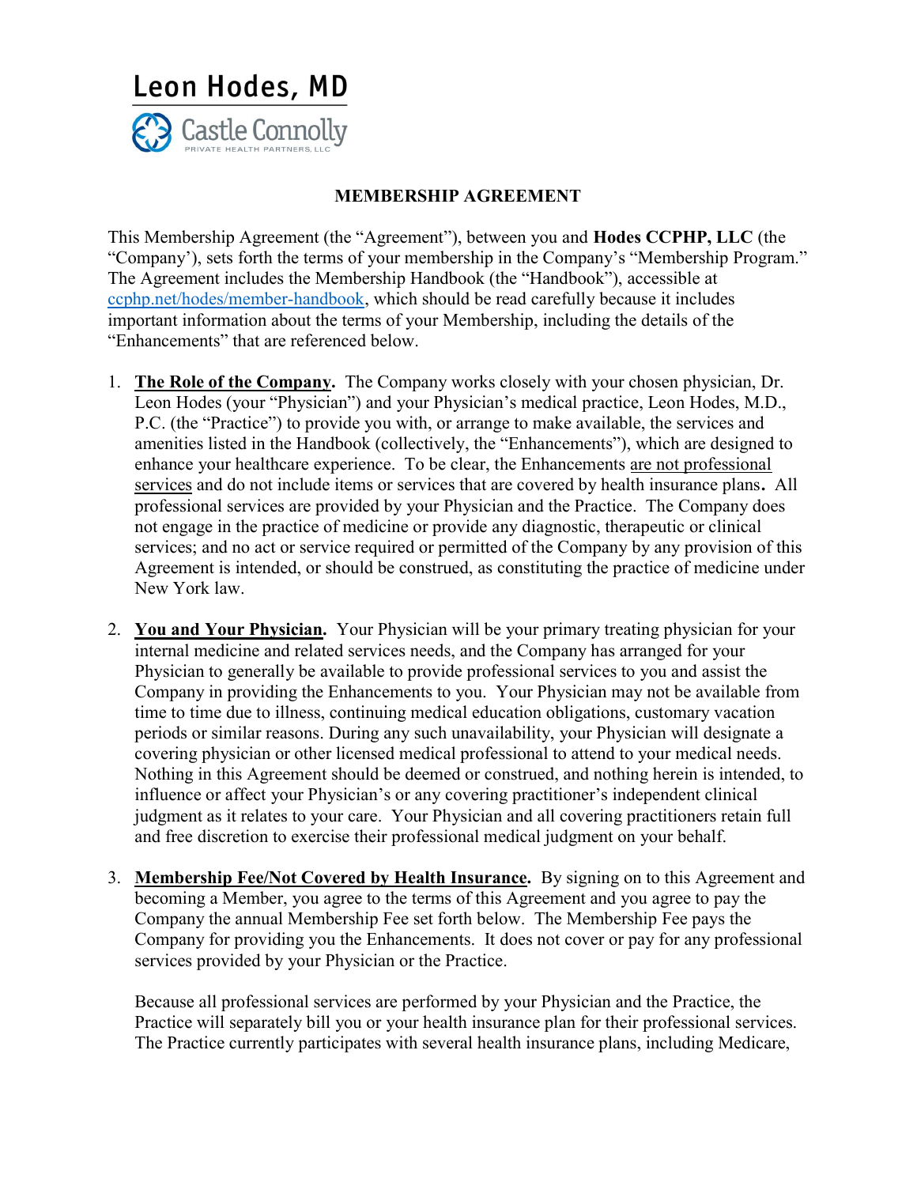Leon Hodes, MD

Castle Connolly
PRIVATE HEALTH PARTNERS, LLC

# MEMBERSHIP AGREEMENT

This Membership Agreement (the "Agreement"), between you and **Hodes CCPHP, LLC** (the "Company'), sets forth the terms of your membership in the Company's "Membership Program." The Agreement includes the Membership Handbook (the "Handbook"), accessible at [ccphp.net/hodes/member-handbook](ccphp.net/hodes/member-handbook), which should be read carefully because it includes important information about the terms of your Membership, including the details of the "Enhancements" that are referenced below.

1. **The Role of the Company.** The Company works closely with your chosen physician, Dr. Leon Hodes (your "Physician") and your Physician's medical practice, Leon Hodes, M.D., P.C. (the "Practice") to provide you with, or arrange to make available, the services and amenities listed in the Handbook (collectively, the "Enhancements"), which are designed to enhance your healthcare experience. To be clear, the Enhancements are not professional services and do not include items or services that are covered by health insurance plans**.** All professional services are provided by your Physician and the Practice. The Company does not engage in the practice of medicine or provide any diagnostic, therapeutic or clinical services; and no act or service required or permitted of the Company by any provision of this Agreement is intended, or should be construed, as constituting the practice of medicine under New York law.

2. **You and Your Physician.** Your Physician will be your primary treating physician for your internal medicine and related services needs, and the Company has arranged for your Physician to generally be available to provide professional services to you and assist the Company in providing the Enhancements to you. Your Physician may not be available from time to time due to illness, continuing medical education obligations, customary vacation periods or similar reasons. During any such unavailability, your Physician will designate a covering physician or other licensed medical professional to attend to your medical needs. Nothing in this Agreement should be deemed or construed, and nothing herein is intended, to influence or affect your Physician's or any covering practitioner's independent clinical judgment as it relates to your care. Your Physician and all covering practitioners retain full and free discretion to exercise their professional medical judgment on your behalf.

3. **Membership Fee/Not Covered by Health Insurance.** By signing on to this Agreement and becoming a Member, you agree to the terms of this Agreement and you agree to pay the Company the annual Membership Fee set forth below. The Membership Fee pays the Company for providing you the Enhancements. It does not cover or pay for any professional services provided by your Physician or the Practice.

   Because all professional services are performed by your Physician and the Practice, the Practice will separately bill you or your health insurance plan for their professional services. The Practice currently participates with several health insurance plans, including Medicare,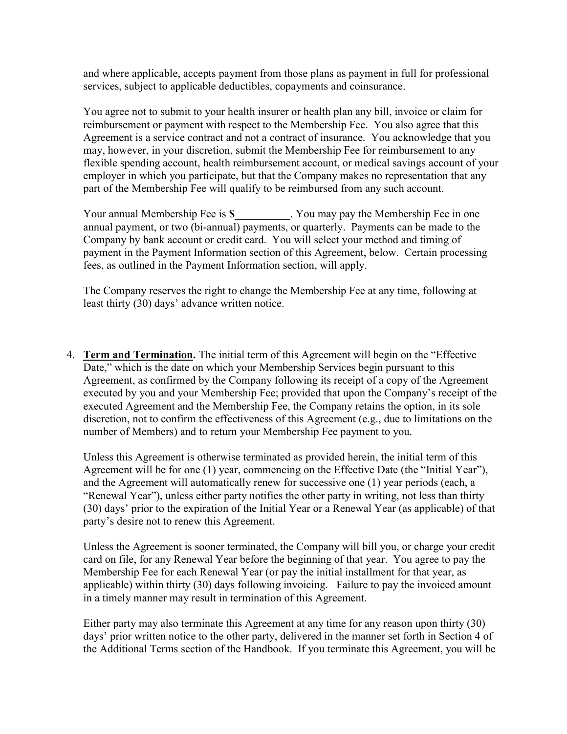and where applicable, accepts payment from those plans as payment in full for professional services, subject to applicable deductibles, copayments and coinsurance.

You agree not to submit to your health insurer or health plan any bill, invoice or claim for reimbursement or payment with respect to the Membership Fee. You also agree that this Agreement is a service contract and not a contract of insurance. You acknowledge that you may, however, in your discretion, submit the Membership Fee for reimbursement to any flexible spending account, health reimbursement account, or medical savings account of your employer in which you participate, but that the Company makes no representation that any part of the Membership Fee will qualify to be reimbursed from any such account.

Your annual Membership Fee is **$__________**. You may pay the Membership Fee in one annual payment, or two (bi-annual) payments, or quarterly. Payments can be made to the Company by bank account or credit card. You will select your method and timing of payment in the Payment Information section of this Agreement, below. Certain processing fees, as outlined in the Payment Information section, will apply.

The Company reserves the right to change the Membership Fee at any time, following at least thirty (30) days' advance written notice.

4. **<u>Term and Termination</u>.** The initial term of this Agreement will begin on the "Effective Date," which is the date on which your Membership Services begin pursuant to this Agreement, as confirmed by the Company following its receipt of a copy of the Agreement executed by you and your Membership Fee; provided that upon the Company's receipt of the executed Agreement and the Membership Fee, the Company retains the option, in its sole discretion, not to confirm the effectiveness of this Agreement (e.g., due to limitations on the number of Members) and to return your Membership Fee payment to you.

   Unless this Agreement is otherwise terminated as provided herein, the initial term of this Agreement will be for one (1) year, commencing on the Effective Date (the "Initial Year"), and the Agreement will automatically renew for successive one (1) year periods (each, a "Renewal Year"), unless either party notifies the other party in writing, not less than thirty (30) days' prior to the expiration of the Initial Year or a Renewal Year (as applicable) of that party's desire not to renew this Agreement.

   Unless the Agreement is sooner terminated, the Company will bill you, or charge your credit card on file, for any Renewal Year before the beginning of that year. You agree to pay the Membership Fee for each Renewal Year (or pay the initial installment for that year, as applicable) within thirty (30) days following invoicing. Failure to pay the invoiced amount in a timely manner may result in termination of this Agreement.

   Either party may also terminate this Agreement at any time for any reason upon thirty (30) days' prior written notice to the other party, delivered in the manner set forth in Section 4 of the Additional Terms section of the Handbook. If you terminate this Agreement, you will be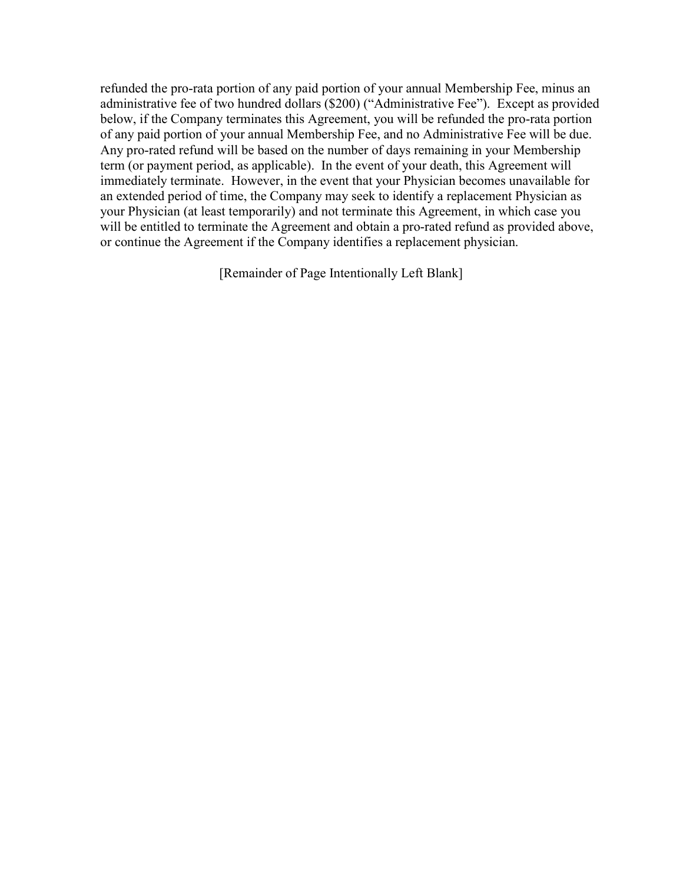refunded the pro-rata portion of any paid portion of your annual Membership Fee, minus an administrative fee of two hundred dollars ($200) ("Administrative Fee"). Except as provided below, if the Company terminates this Agreement, you will be refunded the pro-rata portion of any paid portion of your annual Membership Fee, and no Administrative Fee will be due. Any pro-rated refund will be based on the number of days remaining in your Membership term (or payment period, as applicable). In the event of your death, this Agreement will immediately terminate. However, in the event that your Physician becomes unavailable for an extended period of time, the Company may seek to identify a replacement Physician as your Physician (at least temporarily) and not terminate this Agreement, in which case you will be entitled to terminate the Agreement and obtain a pro-rated refund as provided above, or continue the Agreement if the Company identifies a replacement physician.

[Remainder of Page Intentionally Left Blank]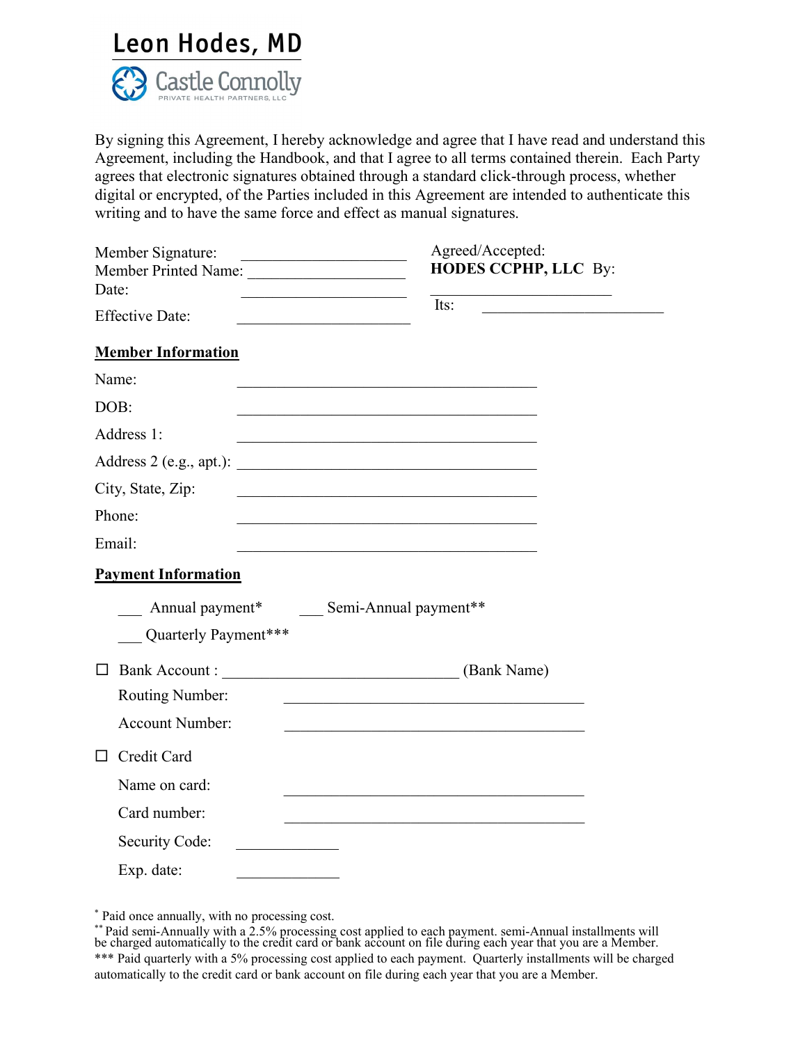Leon Hodes, MD

Castle Connolly

PRIVATE HEALTH PARTNERS, LLC

By signing this Agreement, I hereby acknowledge and agree that I have read and understand this Agreement, including the Handbook, and that I agree to all terms contained therein. Each Party agrees that electronic signatures obtained through a standard click-through process, whether digital or encrypted, of the Parties included in this Agreement are intended to authenticate this writing and to have the same force and effect as manual signatures.

Member Signature: ____________________

Member Printed Name: ____________________

Date: ____________________

Effective Date: ____________________

Agreed/Accepted:

**HODES CCPHP, LLC** By:

____________________

Its: ____________________

## Member Information

Name: ________________________________________

DOB: ________________________________________

Address 1: ________________________________________

Address 2 (e.g., apt.): ________________________________________

City, State, Zip: ________________________________________

Phone: ________________________________________

Email: ________________________________________

## Payment Information

___ Annual payment*    ___ Semi-Annual payment**

___ Quarterly Payment***

☐ Bank Account : ______________________________ (Bank Name)

Routing Number: ________________________________________

Account Number: ________________________________________

☐ Credit Card

Name on card: ________________________________________

Card number: ________________________________________

Security Code: _____________

Exp. date: _____________

* Paid once annually, with no processing cost.

** Paid semi-Annually with a 2.5% processing cost applied to each payment. semi-Annual installments will be charged automatically to the credit card or bank account on file during each year that you are a Member.

*** Paid quarterly with a 5% processing cost applied to each payment. Quarterly installments will be charged automatically to the credit card or bank account on file during each year that you are a Member.